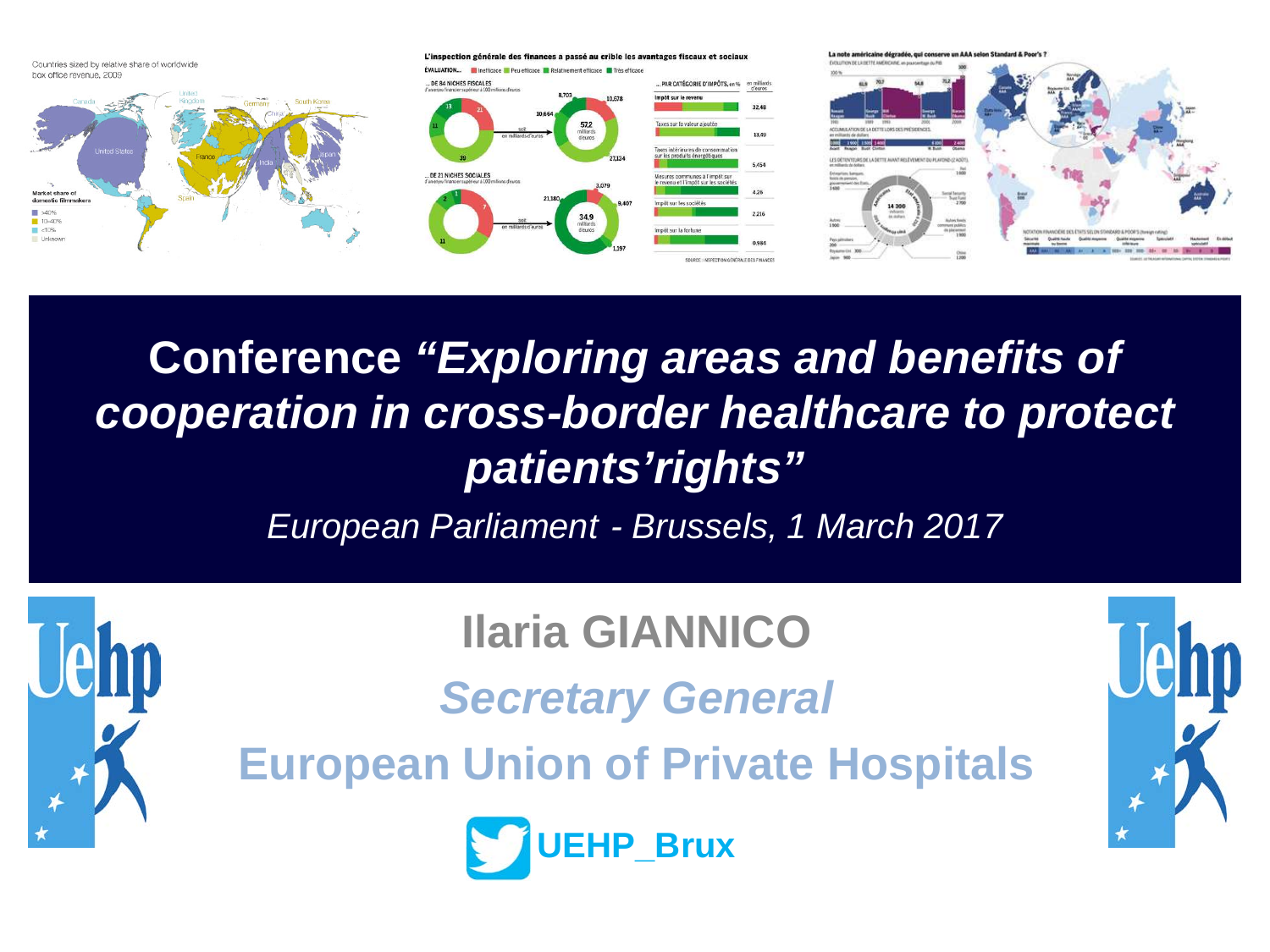# Conference *"Exploring areas and benefits of cooperation in cross-border healthcare to protect patients'rights"*

*European Parliament - Brussels, 1 March 2017*

## Ilaria GIANNICO

*Secretary General*

**European Union of Private Hospitals**

**UEHP_Brux**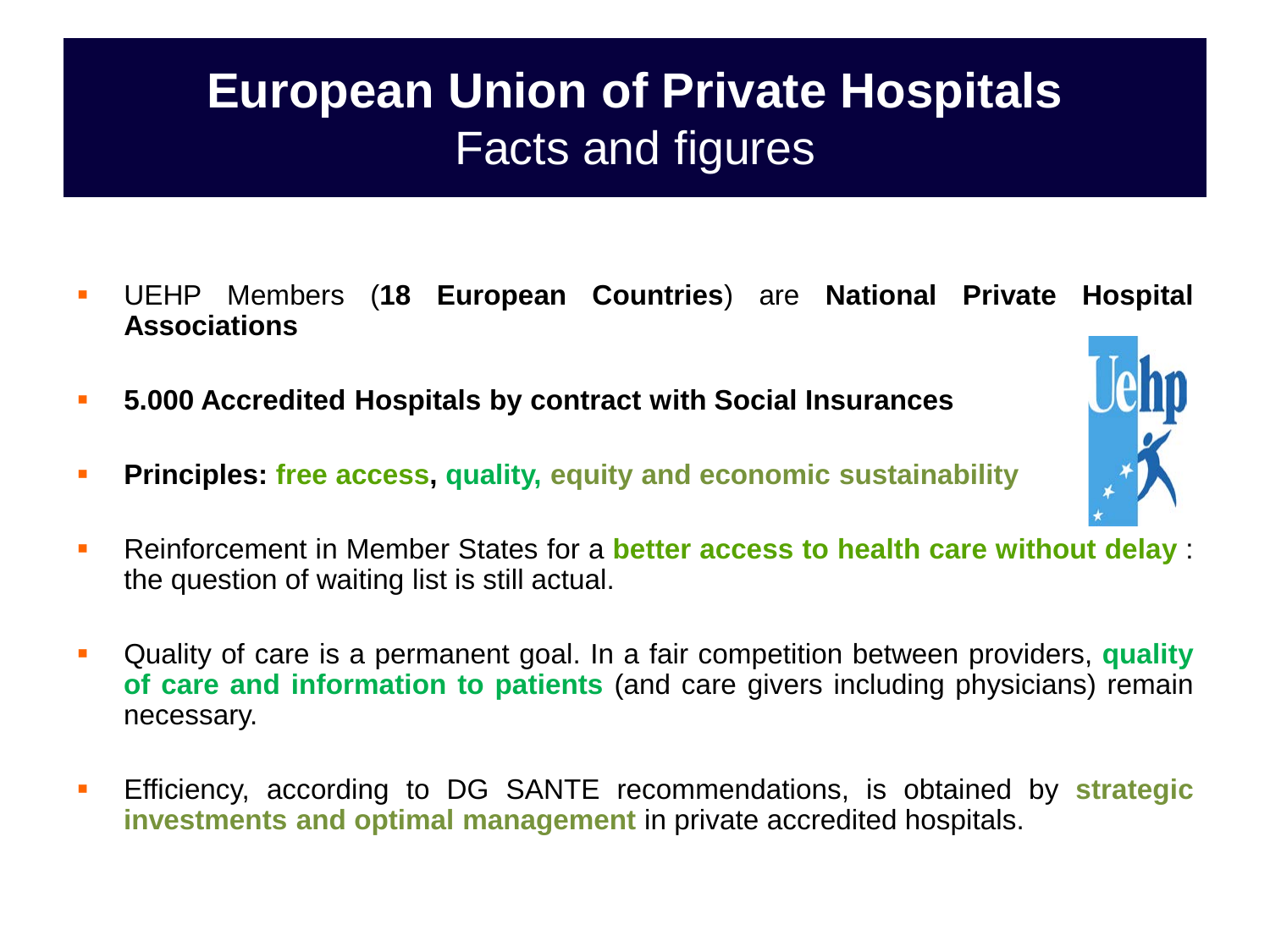# European Union of Private Hospitals

## Facts and figures

- UEHP Members (**18 European Countries**) are **National Private Hospital Associations**
- **5.000 Accredited Hospitals by contract with Social Insurances**
- **Principles: free access, quality, equity and economic sustainability**
- Reinforcement in Member States for a **better access to health care without delay** : the question of waiting list is still actual.
- Quality of care is a permanent goal. In a fair competition between providers, **quality of care and information to patients** (and care givers including physicians) remain necessary.
- Efficiency, according to DG SANTE recommendations, is obtained by **strategic investments and optimal management** in private accredited hospitals.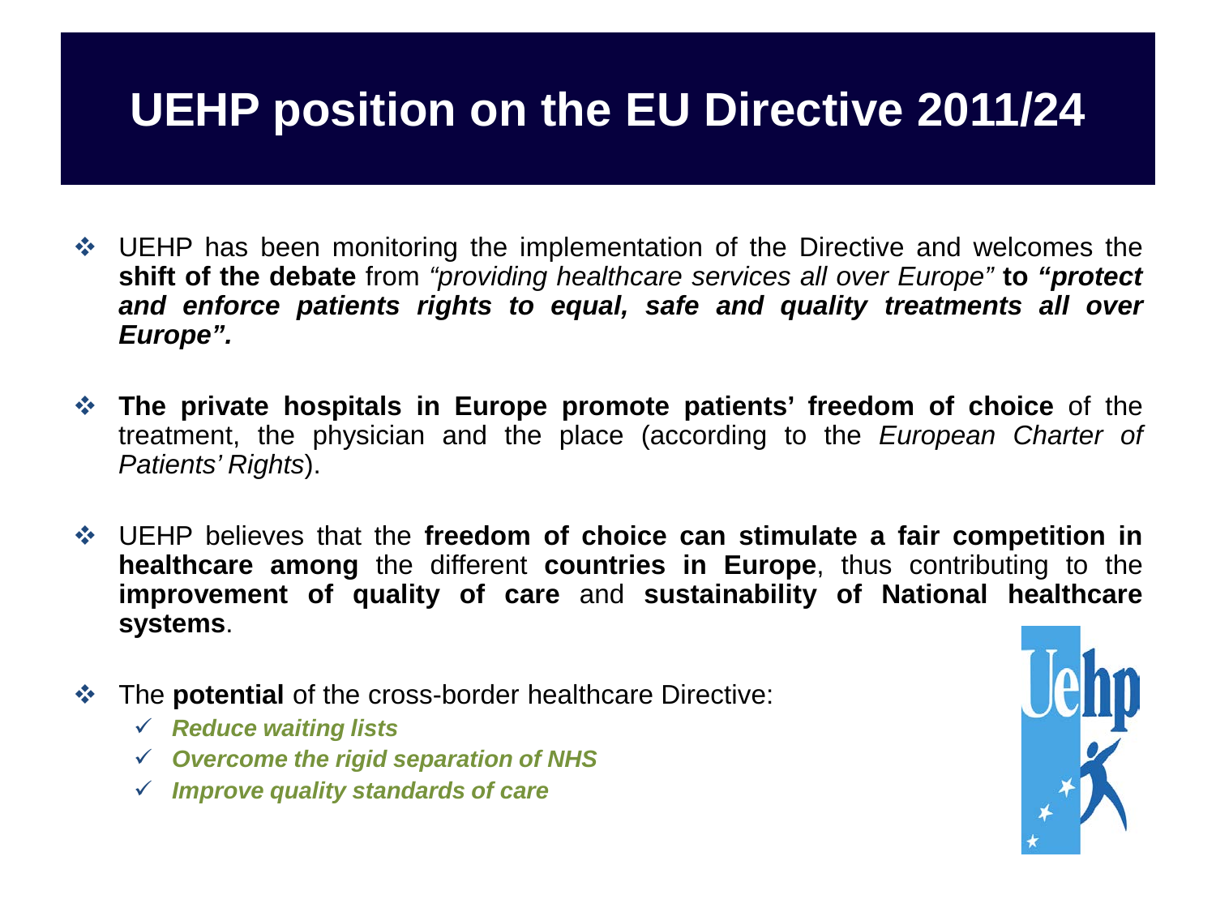# UEHP position on the EU Directive 2011/24

- UEHP has been monitoring the implementation of the Directive and welcomes the **shift of the debate** from *"providing healthcare services all over Europe"* **to *"protect and enforce patients rights to equal, safe and quality treatments all over Europe".***

- **The private hospitals in Europe promote patients' freedom of choice** of the treatment, the physician and the place (according to the *European Charter of Patients' Rights*).

- UEHP believes that the **freedom of choice can stimulate a fair competition in healthcare among** the different **countries in Europe**, thus contributing to the **improvement of quality of care** and **sustainability of National healthcare systems**.

- The **potential** of the cross-border healthcare Directive:
  - ✓ ***Reduce waiting lists***
  - ✓ ***Overcome the rigid separation of NHS***
  - ✓ ***Improve quality standards of care***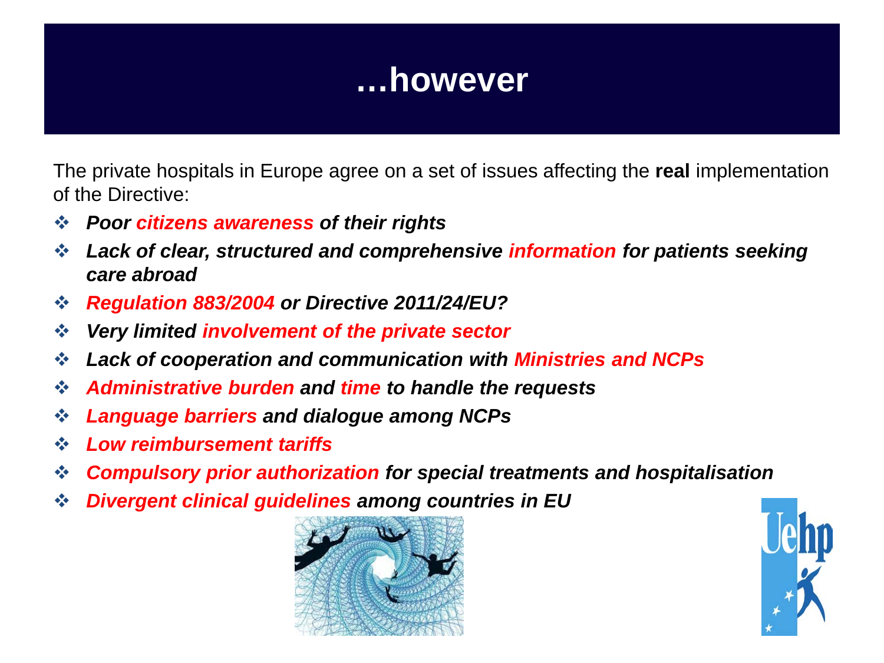# …however

The private hospitals in Europe agree on a set of issues affecting the **real** implementation of the Directive:

- ***Poor citizens awareness of their rights***
- ***Lack of clear, structured and comprehensive information for patients seeking care abroad***
- ***Regulation 883/2004 or Directive 2011/24/EU?***
- ***Very limited involvement of the private sector***
- ***Lack of cooperation and communication with Ministries and NCPs***
- ***Administrative burden and time to handle the requests***
- ***Language barriers and dialogue among NCPs***
- ***Low reimbursement tariffs***
- ***Compulsory prior authorization for special treatments and hospitalisation***
- ***Divergent clinical guidelines among countries in EU***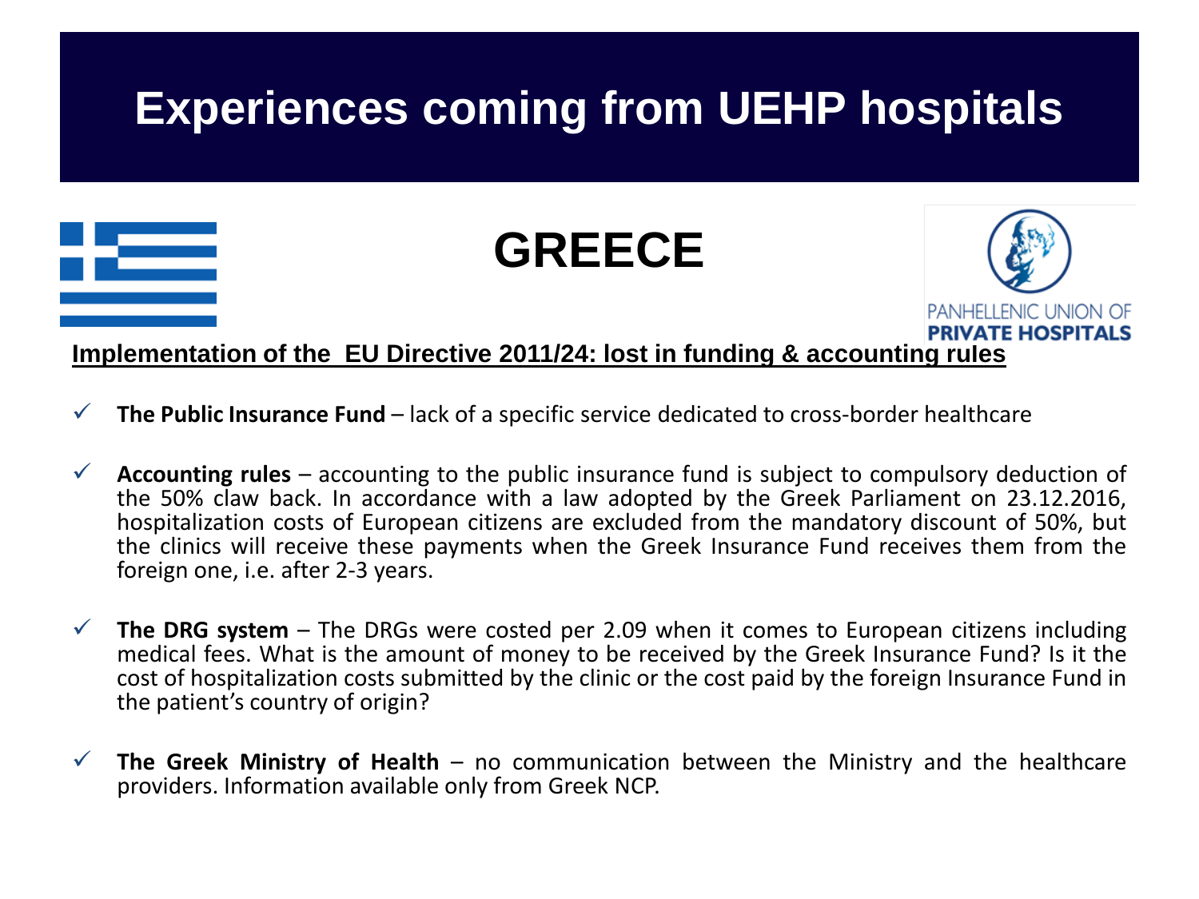# Experiences coming from UEHP hospitals

## GREECE

PANHELLENIC UNION OF
**PRIVATE HOSPITALS**

**Implementation of the EU Directive 2011/24: lost in funding & accounting rules**

- ✓ **The Public Insurance Fund** – lack of a specific service dedicated to cross-border healthcare

- ✓ **Accounting rules** – accounting to the public insurance fund is subject to compulsory deduction of the 50% claw back. In accordance with a law adopted by the Greek Parliament on 23.12.2016, hospitalization costs of European citizens are excluded from the mandatory discount of 50%, but the clinics will receive these payments when the Greek Insurance Fund receives them from the foreign one, i.e. after 2-3 years.

- ✓ **The DRG system** – The DRGs were costed per 2.09 when it comes to European citizens including medical fees. What is the amount of money to be received by the Greek Insurance Fund? Is it the cost of hospitalization costs submitted by the clinic or the cost paid by the foreign Insurance Fund in the patient's country of origin?

- ✓ **The Greek Ministry of Health** – no communication between the Ministry and the healthcare providers. Information available only from Greek NCP.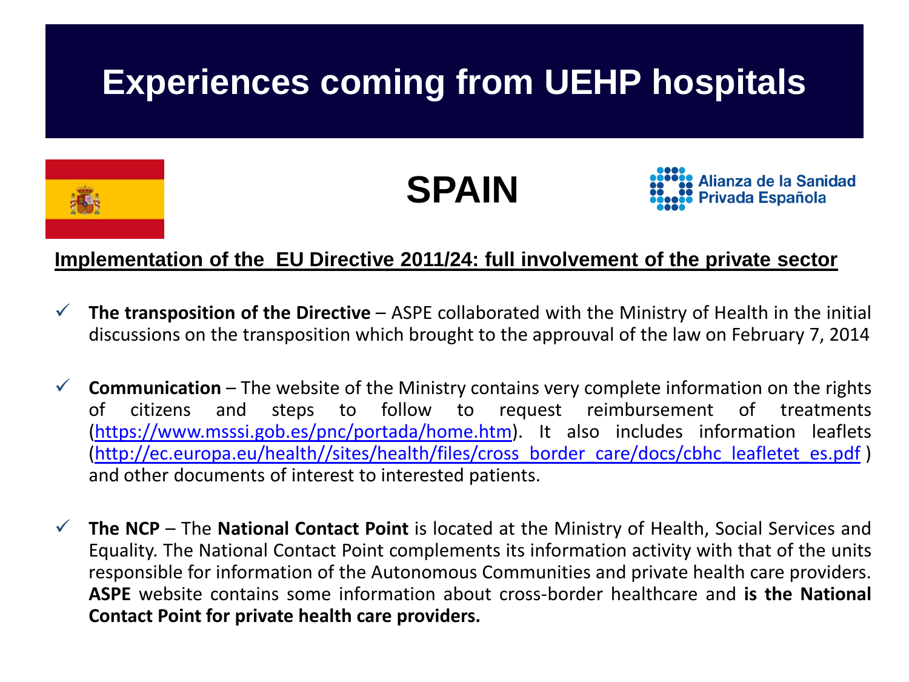# Experiences coming from UEHP hospitals

## SPAIN

Alianza de la Sanidad Privada Española

**Implementation of the EU Directive 2011/24: full involvement of the private sector**

- **The transposition of the Directive** – ASPE collaborated with the Ministry of Health in the initial discussions on the transposition which brought to the approuval of the law on February 7, 2014
- **Communication** – The website of the Ministry contains very complete information on the rights of citizens and steps to follow to request reimbursement of treatments (https://www.msssi.gob.es/pnc/portada/home.htm). It also includes information leaflets (http://ec.europa.eu/health//sites/health/files/cross_border_care/docs/cbhc_leafletet_es.pdf ) and other documents of interest to interested patients.
- **The NCP** – The **National Contact Point** is located at the Ministry of Health, Social Services and Equality. The National Contact Point complements its information activity with that of the units responsible for information of the Autonomous Communities and private health care providers. **ASPE** website contains some information about cross-border healthcare and **is the National Contact Point for private health care providers.**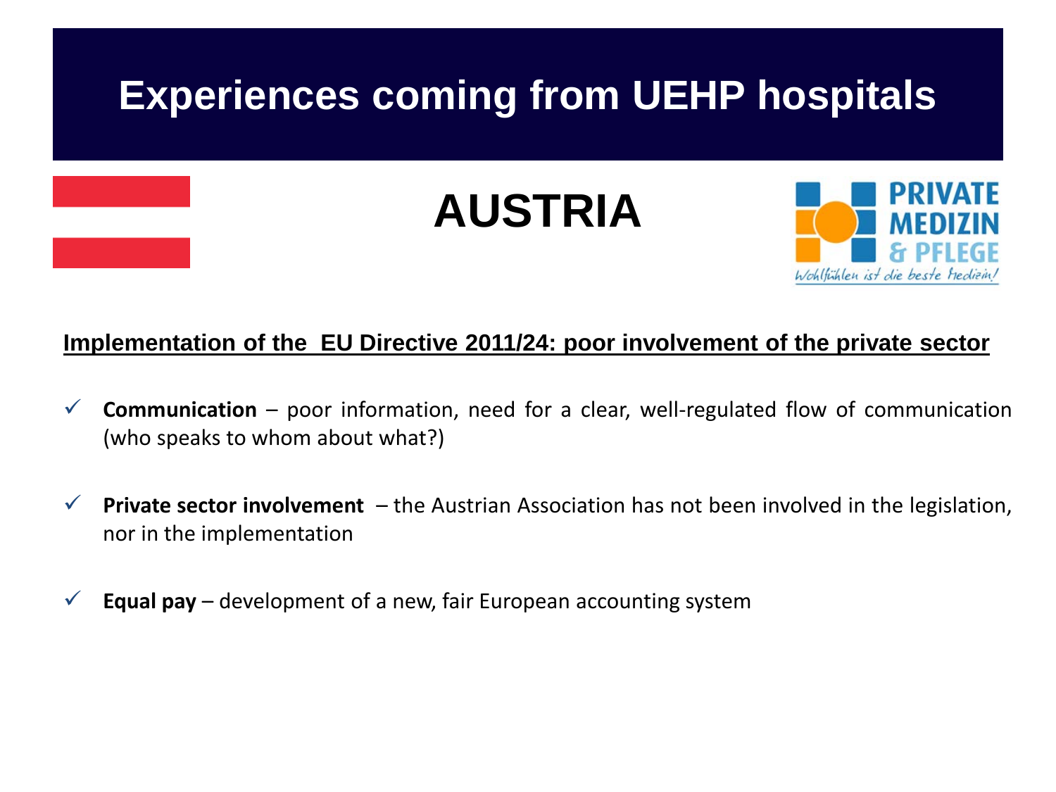# Experiences coming from UEHP hospitals

## AUSTRIA

PRIVATE MEDIZIN & PFLEGE

*Wohlfühlen ist die beste Medizin!*

**Implementation of the EU Directive 2011/24: poor involvement of the private sector**

- ✓ **Communication** – poor information, need for a clear, well-regulated flow of communication (who speaks to whom about what?)
- ✓ **Private sector involvement** – the Austrian Association has not been involved in the legislation, nor in the implementation
- ✓ **Equal pay** – development of a new, fair European accounting system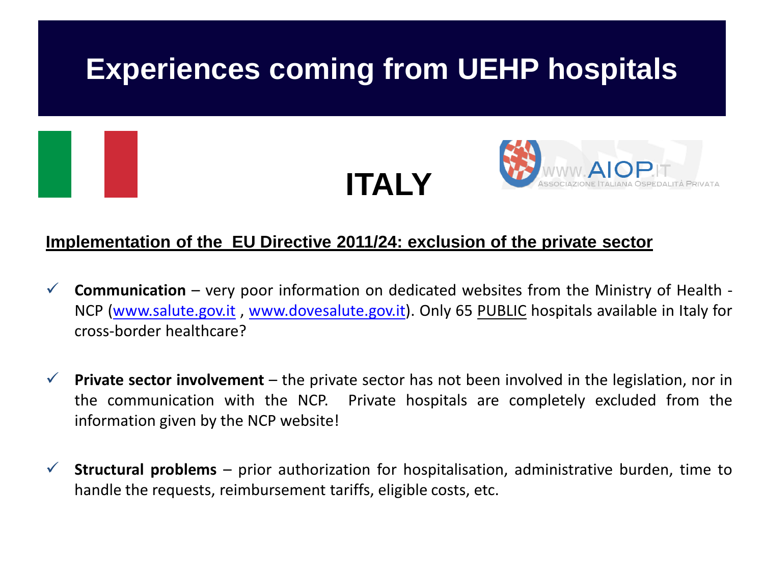# Experiences coming from UEHP hospitals

## ITALY

WWW.AIOP.IT
ASSOCIAZIONE ITALIANA OSPEDALITÀ PRIVATA

### Implementation of the EU Directive 2011/24: exclusion of the private sector

- ✓ **Communication** – very poor information on dedicated websites from the Ministry of Health - NCP (www.salute.gov.it , www.dovesalute.gov.it). Only 65 PUBLIC hospitals available in Italy for cross-border healthcare?

- ✓ **Private sector involvement** – the private sector has not been involved in the legislation, nor in the communication with the NCP. Private hospitals are completely excluded from the information given by the NCP website!

- ✓ **Structural problems** – prior authorization for hospitalisation, administrative burden, time to handle the requests, reimbursement tariffs, eligible costs, etc.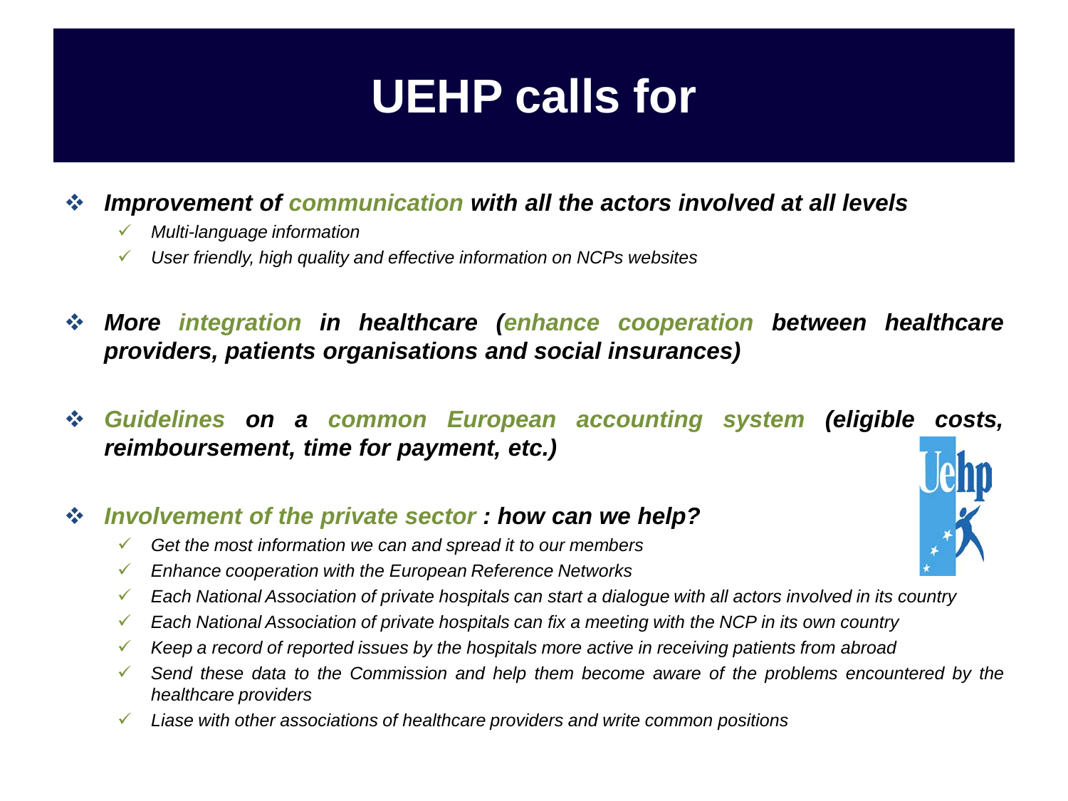# UEHP calls for

- ***Improvement of communication with all the actors involved at all levels***
  - *Multi-language information*
  - *User friendly, high quality and effective information on NCPs websites*

- ***More integration in healthcare (enhance cooperation between healthcare providers, patients organisations and social insurances)***

- ***Guidelines on a common European accounting system (eligible costs, reimboursement, time for payment, etc.)***

- ***Involvement of the private sector : how can we help?***
  - *Get the most information we can and spread it to our members*
  - *Enhance cooperation with the European Reference Networks*
  - *Each National Association of private hospitals can start a dialogue with all actors involved in its country*
  - *Each National Association of private hospitals can fix a meeting with the NCP in its own country*
  - *Keep a record of reported issues by the hospitals more active in receiving patients from abroad*
  - *Send these data to the Commission and help them become aware of the problems encountered by the healthcare providers*
  - *Liase with other associations of healthcare providers and write common positions*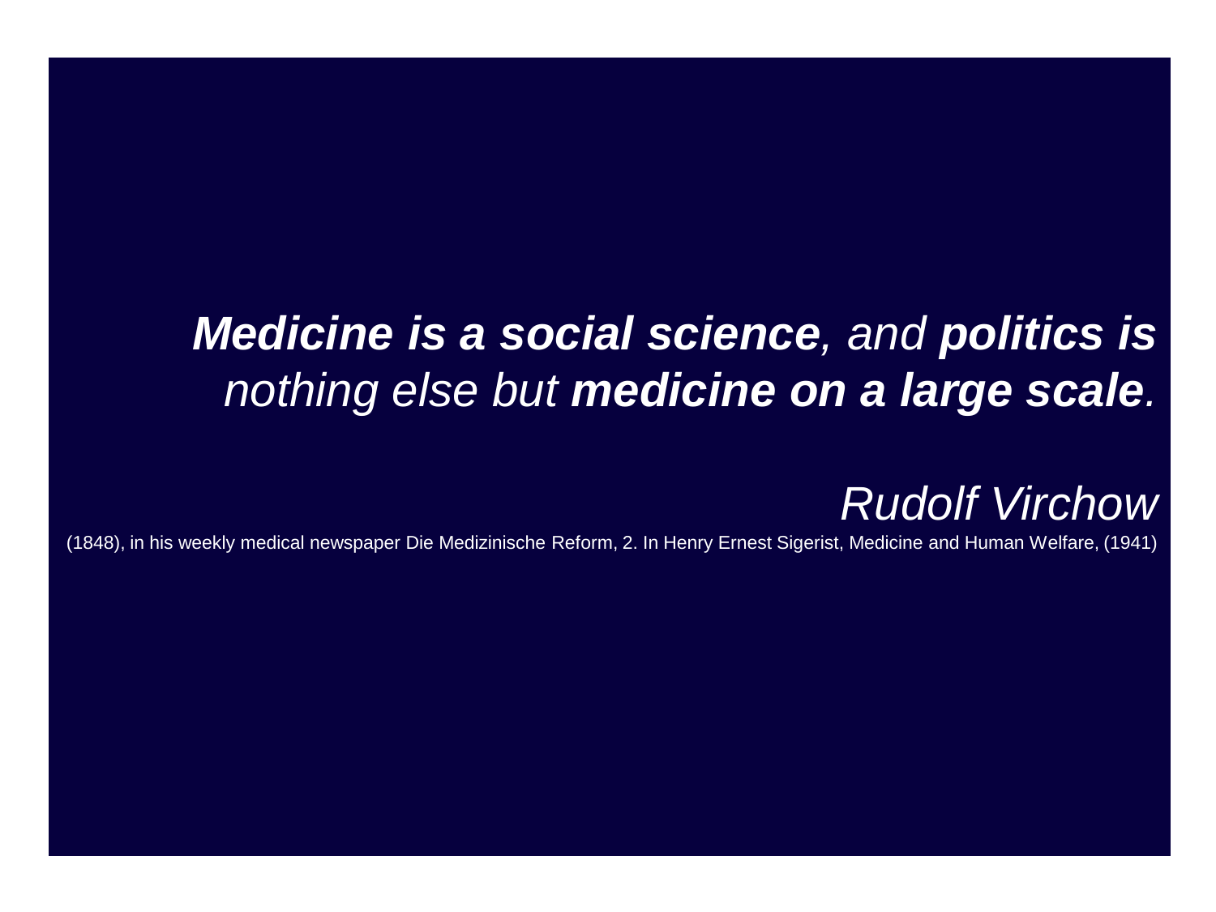***Medicine is a social science**, and **politics is** nothing else but **medicine on a large scale**.*

*Rudolf Virchow*

(1848), in his weekly medical newspaper Die Medizinische Reform, 2. In Henry Ernest Sigerist, Medicine and Human Welfare, (1941)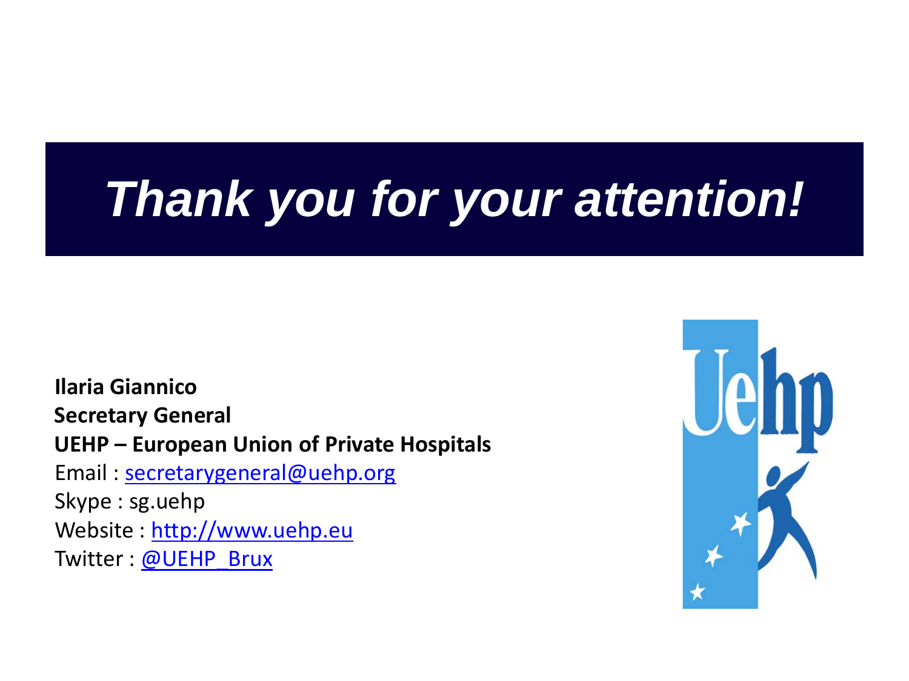# *Thank you for your attention!*

**Ilaria Giannico**
**Secretary General**
**UEHP – European Union of Private Hospitals**
Email : secretarygeneral@uehp.org
Skype : sg.uehp
Website : http://www.uehp.eu
Twitter : @UEHP_Brux